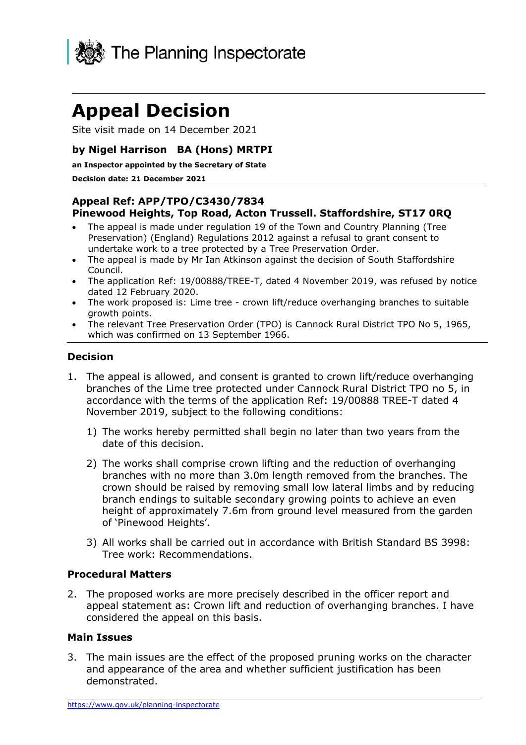The Planning Inspectorate

# Appeal Decision

Site visit made on 14 December 2021

**by Nigel Harrison BA (Hons) MRTPI**

**an Inspector appointed by the Secretary of State**

**Decision date: 21 December 2021**

**Appeal Ref: APP/TPO/C3430/7834**
**Pinewood Heights, Top Road, Acton Trussell. Staffordshire, ST17 0RQ**

- The appeal is made under regulation 19 of the Town and Country Planning (Tree Preservation) (England) Regulations 2012 against a refusal to grant consent to undertake work to a tree protected by a Tree Preservation Order.
- The appeal is made by Mr Ian Atkinson against the decision of South Staffordshire Council.
- The application Ref: 19/00888/TREE-T, dated 4 November 2019, was refused by notice dated 12 February 2020.
- The work proposed is: Lime tree - crown lift/reduce overhanging branches to suitable growth points.
- The relevant Tree Preservation Order (TPO) is Cannock Rural District TPO No 5, 1965, which was confirmed on 13 September 1966.

### Decision

1. The appeal is allowed, and consent is granted to crown lift/reduce overhanging branches of the Lime tree protected under Cannock Rural District TPO no 5, in accordance with the terms of the application Ref: 19/00888 TREE-T dated 4 November 2019, subject to the following conditions:

   1) The works hereby permitted shall begin no later than two years from the date of this decision.

   2) The works shall comprise crown lifting and the reduction of overhanging branches with no more than 3.0m length removed from the branches. The crown should be raised by removing small low lateral limbs and by reducing branch endings to suitable secondary growing points to achieve an even height of approximately 7.6m from ground level measured from the garden of 'Pinewood Heights'.

   3) All works shall be carried out in accordance with British Standard BS 3998: Tree work: Recommendations.

### Procedural Matters

2. The proposed works are more precisely described in the officer report and appeal statement as: Crown lift and reduction of overhanging branches. I have considered the appeal on this basis.

### Main Issues

3. The main issues are the effect of the proposed pruning works on the character and appearance of the area and whether sufficient justification has been demonstrated.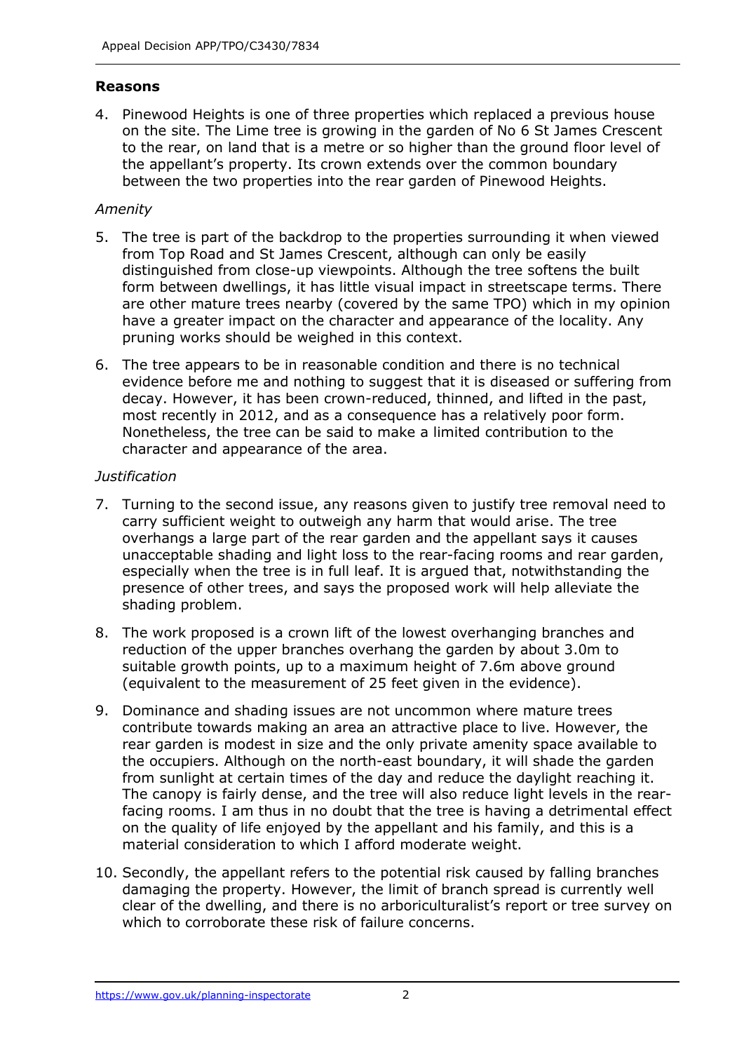### Reasons

4. Pinewood Heights is one of three properties which replaced a previous house on the site. The Lime tree is growing in the garden of No 6 St James Crescent to the rear, on land that is a metre or so higher than the ground floor level of the appellant's property. Its crown extends over the common boundary between the two properties into the rear garden of Pinewood Heights.

*Amenity*

5. The tree is part of the backdrop to the properties surrounding it when viewed from Top Road and St James Crescent, although can only be easily distinguished from close-up viewpoints. Although the tree softens the built form between dwellings, it has little visual impact in streetscape terms. There are other mature trees nearby (covered by the same TPO) which in my opinion have a greater impact on the character and appearance of the locality. Any pruning works should be weighed in this context.

6. The tree appears to be in reasonable condition and there is no technical evidence before me and nothing to suggest that it is diseased or suffering from decay. However, it has been crown-reduced, thinned, and lifted in the past, most recently in 2012, and as a consequence has a relatively poor form. Nonetheless, the tree can be said to make a limited contribution to the character and appearance of the area.

*Justification*

7. Turning to the second issue, any reasons given to justify tree removal need to carry sufficient weight to outweigh any harm that would arise. The tree overhangs a large part of the rear garden and the appellant says it causes unacceptable shading and light loss to the rear-facing rooms and rear garden, especially when the tree is in full leaf. It is argued that, notwithstanding the presence of other trees, and says the proposed work will help alleviate the shading problem.

8. The work proposed is a crown lift of the lowest overhanging branches and reduction of the upper branches overhang the garden by about 3.0m to suitable growth points, up to a maximum height of 7.6m above ground (equivalent to the measurement of 25 feet given in the evidence).

9. Dominance and shading issues are not uncommon where mature trees contribute towards making an area an attractive place to live. However, the rear garden is modest in size and the only private amenity space available to the occupiers. Although on the north-east boundary, it will shade the garden from sunlight at certain times of the day and reduce the daylight reaching it. The canopy is fairly dense, and the tree will also reduce light levels in the rear-facing rooms. I am thus in no doubt that the tree is having a detrimental effect on the quality of life enjoyed by the appellant and his family, and this is a material consideration to which I afford moderate weight.

10. Secondly, the appellant refers to the potential risk caused by falling branches damaging the property. However, the limit of branch spread is currently well clear of the dwelling, and there is no arboriculturalist's report or tree survey on which to corroborate these risk of failure concerns.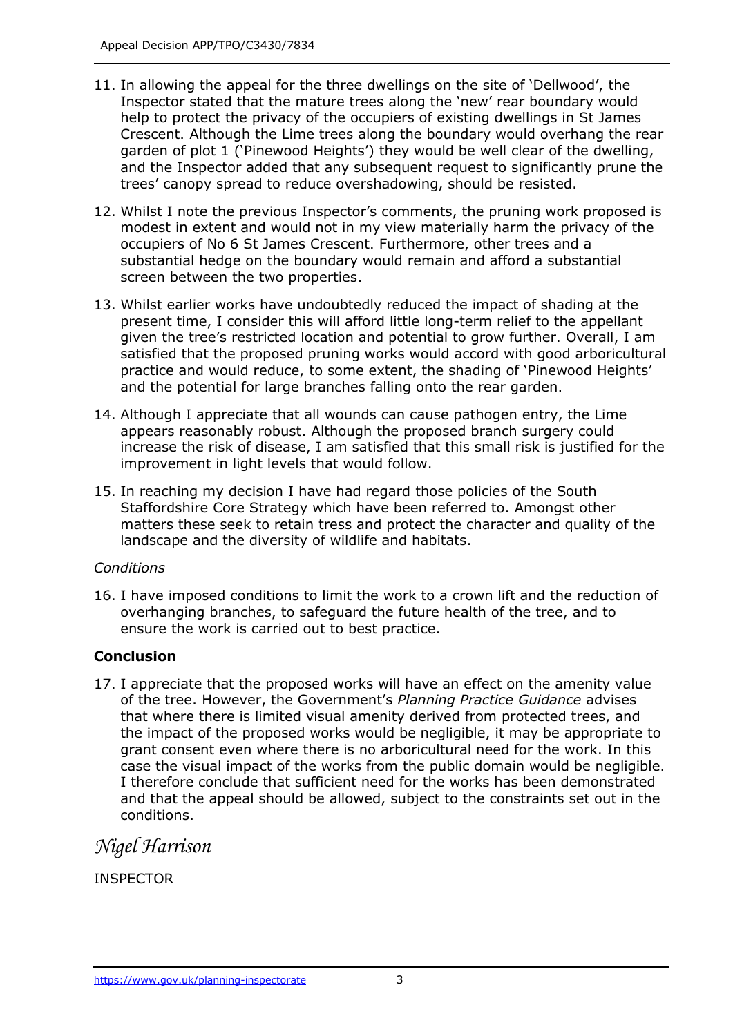11. In allowing the appeal for the three dwellings on the site of 'Dellwood', the Inspector stated that the mature trees along the 'new' rear boundary would help to protect the privacy of the occupiers of existing dwellings in St James Crescent. Although the Lime trees along the boundary would overhang the rear garden of plot 1 ('Pinewood Heights') they would be well clear of the dwelling, and the Inspector added that any subsequent request to significantly prune the trees' canopy spread to reduce overshadowing, should be resisted.

12. Whilst I note the previous Inspector's comments, the pruning work proposed is modest in extent and would not in my view materially harm the privacy of the occupiers of No 6 St James Crescent. Furthermore, other trees and a substantial hedge on the boundary would remain and afford a substantial screen between the two properties.

13. Whilst earlier works have undoubtedly reduced the impact of shading at the present time, I consider this will afford little long-term relief to the appellant given the tree's restricted location and potential to grow further. Overall, I am satisfied that the proposed pruning works would accord with good arboricultural practice and would reduce, to some extent, the shading of 'Pinewood Heights' and the potential for large branches falling onto the rear garden.

14. Although I appreciate that all wounds can cause pathogen entry, the Lime appears reasonably robust. Although the proposed branch surgery could increase the risk of disease, I am satisfied that this small risk is justified for the improvement in light levels that would follow.

15. In reaching my decision I have had regard those policies of the South Staffordshire Core Strategy which have been referred to. Amongst other matters these seek to retain tress and protect the character and quality of the landscape and the diversity of wildlife and habitats.

*Conditions*

16. I have imposed conditions to limit the work to a crown lift and the reduction of overhanging branches, to safeguard the future health of the tree, and to ensure the work is carried out to best practice.

**Conclusion**

17. I appreciate that the proposed works will have an effect on the amenity value of the tree. However, the Government's *Planning Practice Guidance* advises that where there is limited visual amenity derived from protected trees, and the impact of the proposed works would be negligible, it may be appropriate to grant consent even where there is no arboricultural need for the work. In this case the visual impact of the works from the public domain would be negligible. I therefore conclude that sufficient need for the works has been demonstrated and that the appeal should be allowed, subject to the constraints set out in the conditions.

*Nigel Harrison*

INSPECTOR